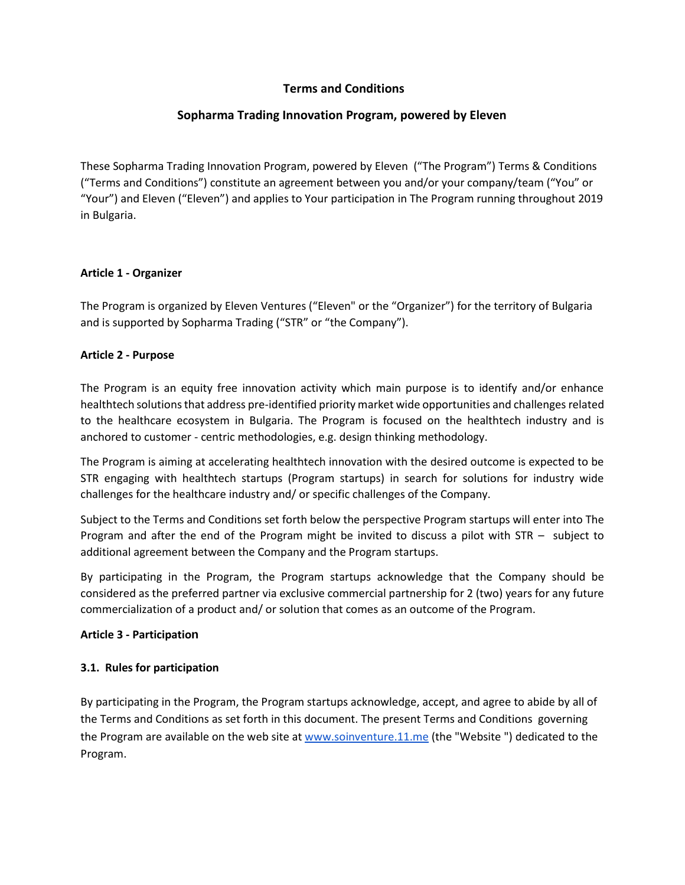# Terms and Conditions

## Sopharma Trading Innovation Program, powered by Eleven

These Sopharma Trading Innovation Program, powered by Eleven ("The Program") Terms & Conditions ("Terms and Conditions") constitute an agreement between you and/or your company/team ("You" or "Your") and Eleven ("Eleven") and applies to Your participation in The Program running throughout 2019 in Bulgaria.

### Article 1 - Organizer

The Program is organized by Eleven Ventures ("Eleven" or the "Organizer") for the territory of Bulgaria and is supported by Sopharma Trading ("STR" or "the Company").

### Article 2 - Purpose

The Program is an equity free innovation activity which main purpose is to identify and/or enhance healthtech solutions that address pre-identified priority market wide opportunities and challenges related to the healthcare ecosystem in Bulgaria. The Program is focused on the healthtech industry and is anchored to customer - centric methodologies, e.g. design thinking methodology.

The Program is aiming at accelerating healthtech innovation with the desired outcome is expected to be STR engaging with healthtech startups (Program startups) in search for solutions for industry wide challenges for the healthcare industry and/ or specific challenges of the Company.

Subject to the Terms and Conditions set forth below the perspective Program startups will enter into The Program and after the end of the Program might be invited to discuss a pilot with STR – subject to additional agreement between the Company and the Program startups.

By participating in the Program, the Program startups acknowledge that the Company should be considered as the preferred partner via exclusive commercial partnership for 2 (two) years for any future commercialization of a product and/ or solution that comes as an outcome of the Program.

### Article 3 - Participation

#### 3.1. Rules for participation

By participating in the Program, the Program startups acknowledge, accept, and agree to abide by all of the Terms and Conditions as set forth in this document. The present Terms and Conditions governing the Program are available on the web site at www.soinventure.11.me (the "Website ") dedicated to the Program.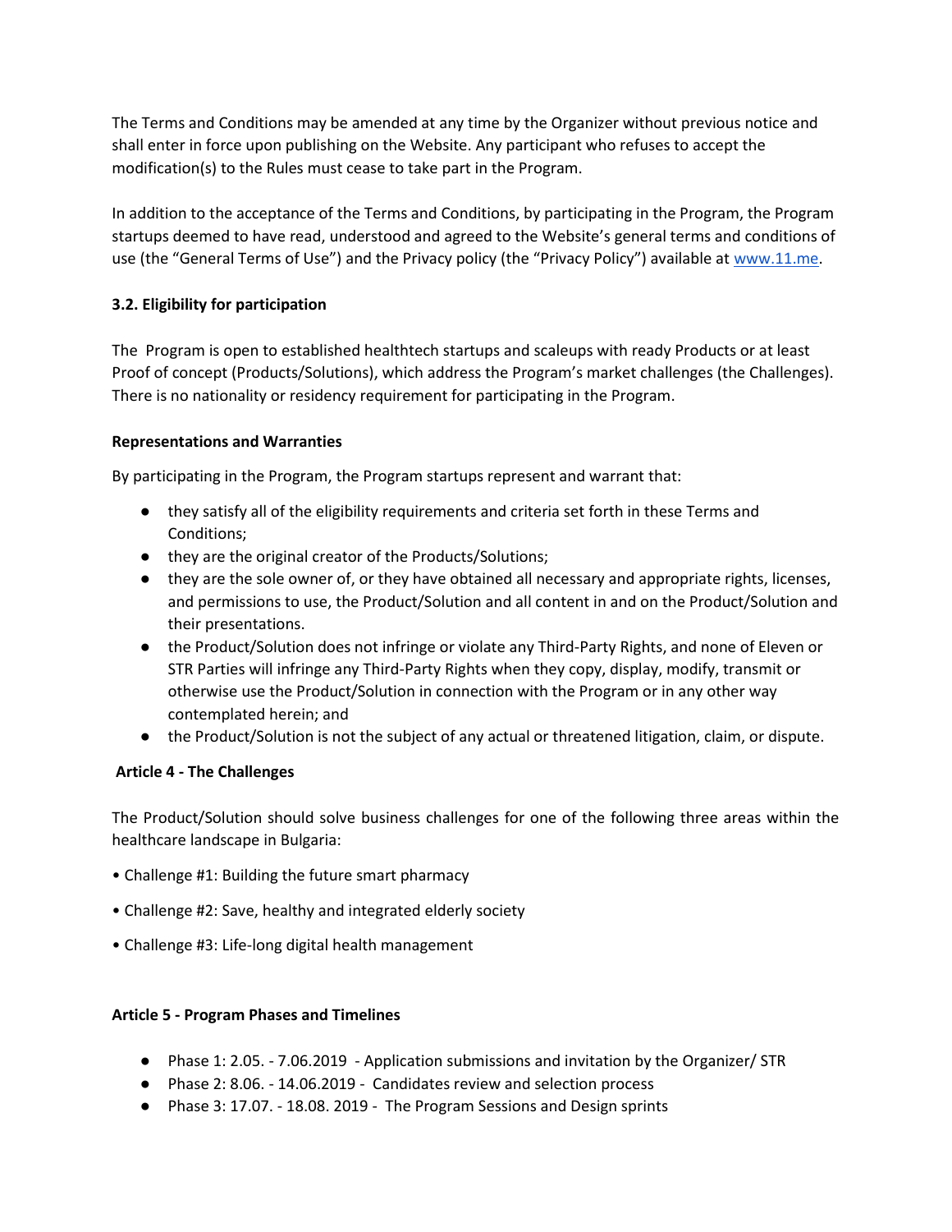The Terms and Conditions may be amended at any time by the Organizer without previous notice and shall enter in force upon publishing on the Website. Any participant who refuses to accept the modification(s) to the Rules must cease to take part in the Program.

In addition to the acceptance of the Terms and Conditions, by participating in the Program, the Program startups deemed to have read, understood and agreed to the Website's general terms and conditions of use (the "General Terms of Use") and the Privacy policy (the "Privacy Policy") available at [www.11.me](http://www.11.me).

### 3.2. Eligibility for participation

The Program is open to established healthtech startups and scaleups with ready Products or at least Proof of concept (Products/Solutions), which address the Program's market challenges (the Challenges). There is no nationality or residency requirement for participating in the Program.

#### Representations and Warranties

By participating in the Program, the Program startups represent and warrant that:

- they satisfy all of the eligibility requirements and criteria set forth in these Terms and Conditions;
- they are the original creator of the Products/Solutions;
- they are the sole owner of, or they have obtained all necessary and appropriate rights, licenses, and permissions to use, the Product/Solution and all content in and on the Product/Solution and their presentations.
- the Product/Solution does not infringe or violate any Third-Party Rights, and none of Eleven or STR Parties will infringe any Third-Party Rights when they copy, display, modify, transmit or otherwise use the Product/Solution in connection with the Program or in any other way contemplated herein; and
- the Product/Solution is not the subject of any actual or threatened litigation, claim, or dispute.

## Article 4 - The Challenges

The Product/Solution should solve business challenges for one of the following three areas within the healthcare landscape in Bulgaria:

- Challenge #1: Building the future smart pharmacy
- Challenge #2: Save, healthy and integrated elderly society
- Challenge #3: Life-long digital health management

## Article 5 - Program Phases and Timelines

- Phase 1: 2.05. - 7.06.2019 - Application submissions and invitation by the Organizer/ STR
- Phase 2: 8.06. - 14.06.2019 - Candidates review and selection process
- Phase 3: 17.07. - 18.08. 2019 - The Program Sessions and Design sprints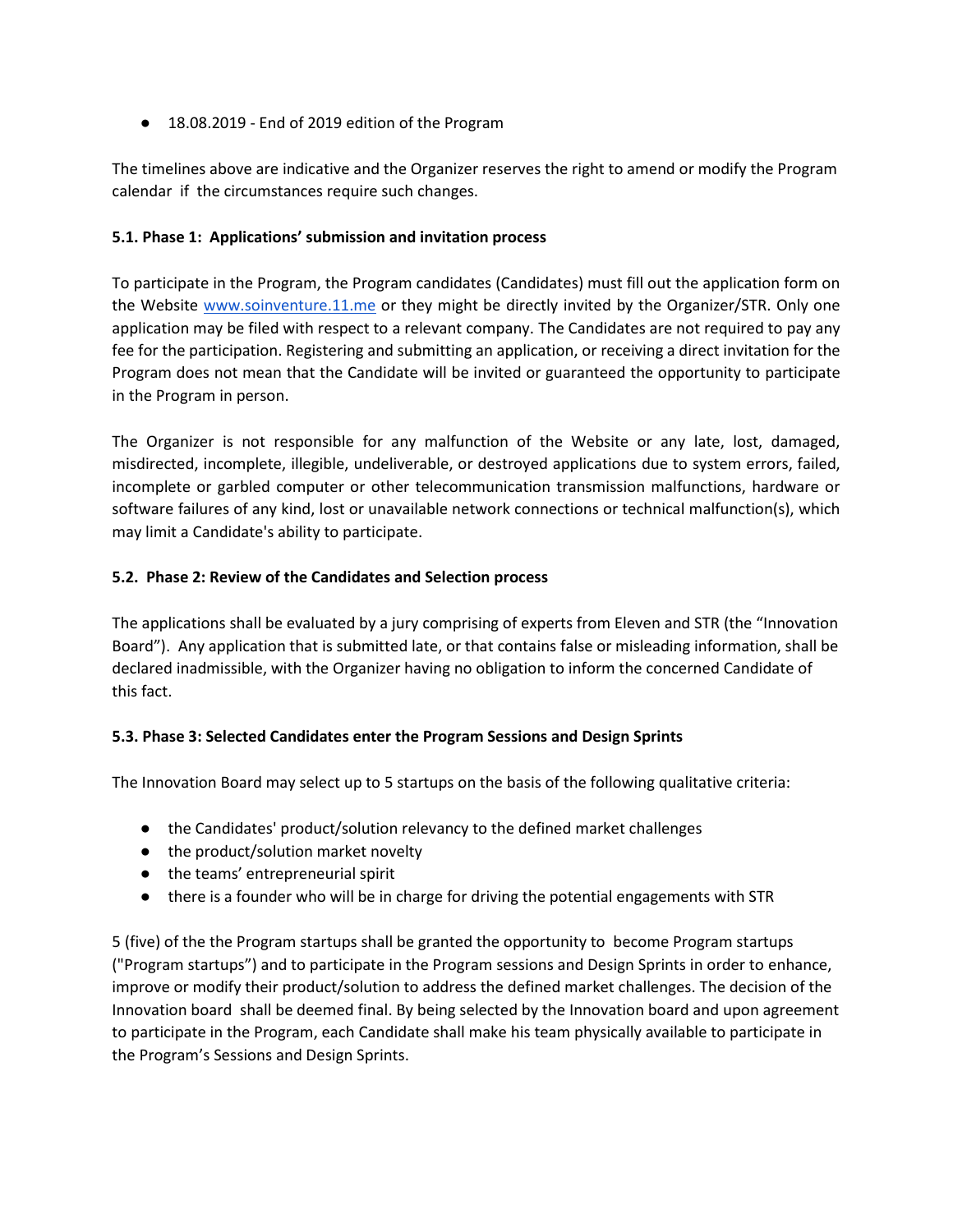- 18.08.2019 - End of 2019 edition of the Program

The timelines above are indicative and the Organizer reserves the right to amend or modify the Program calendar if the circumstances require such changes.

### 5.1. Phase 1: Applications' submission and invitation process

To participate in the Program, the Program candidates (Candidates) must fill out the application form on the Website [www.soinventure.11.me](http://www.soinventure.11.me) or they might be directly invited by the Organizer/STR. Only one application may be filed with respect to a relevant company. The Candidates are not required to pay any fee for the participation. Registering and submitting an application, or receiving a direct invitation for the Program does not mean that the Candidate will be invited or guaranteed the opportunity to participate in the Program in person.

The Organizer is not responsible for any malfunction of the Website or any late, lost, damaged, misdirected, incomplete, illegible, undeliverable, or destroyed applications due to system errors, failed, incomplete or garbled computer or other telecommunication transmission malfunctions, hardware or software failures of any kind, lost or unavailable network connections or technical malfunction(s), which may limit a Candidate's ability to participate.

### 5.2. Phase 2: Review of the Candidates and Selection process

The applications shall be evaluated by a jury comprising of experts from Eleven and STR (the "Innovation Board"). Any application that is submitted late, or that contains false or misleading information, shall be declared inadmissible, with the Organizer having no obligation to inform the concerned Candidate of this fact.

### 5.3. Phase 3: Selected Candidates enter the Program Sessions and Design Sprints

The Innovation Board may select up to 5 startups on the basis of the following qualitative criteria:

- the Candidates' product/solution relevancy to the defined market challenges
- the product/solution market novelty
- the teams' entrepreneurial spirit
- there is a founder who will be in charge for driving the potential engagements with STR

5 (five) of the the Program startups shall be granted the opportunity to become Program startups ("Program startups") and to participate in the Program sessions and Design Sprints in order to enhance, improve or modify their product/solution to address the defined market challenges. The decision of the Innovation board shall be deemed final. By being selected by the Innovation board and upon agreement to participate in the Program, each Candidate shall make his team physically available to participate in the Program's Sessions and Design Sprints.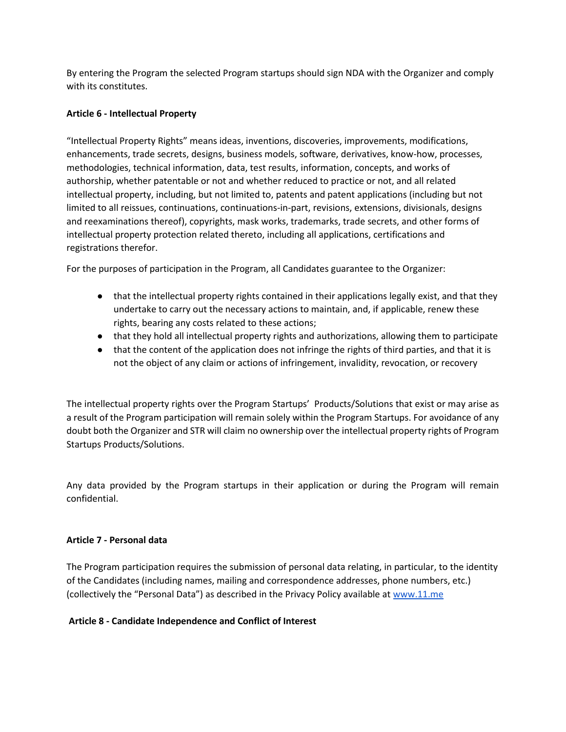By entering the Program the selected Program startups should sign NDA with the Organizer and comply with its constitutes.

**Article 6 - Intellectual Property**

"Intellectual Property Rights" means ideas, inventions, discoveries, improvements, modifications, enhancements, trade secrets, designs, business models, software, derivatives, know-how, processes, methodologies, technical information, data, test results, information, concepts, and works of authorship, whether patentable or not and whether reduced to practice or not, and all related intellectual property, including, but not limited to, patents and patent applications (including but not limited to all reissues, continuations, continuations-in-part, revisions, extensions, divisionals, designs and reexaminations thereof), copyrights, mask works, trademarks, trade secrets, and other forms of intellectual property protection related thereto, including all applications, certifications and registrations therefor.

For the purposes of participation in the Program, all Candidates guarantee to the Organizer:

- that the intellectual property rights contained in their applications legally exist, and that they undertake to carry out the necessary actions to maintain, and, if applicable, renew these rights, bearing any costs related to these actions;
- that they hold all intellectual property rights and authorizations, allowing them to participate
- that the content of the application does not infringe the rights of third parties, and that it is not the object of any claim or actions of infringement, invalidity, revocation, or recovery

The intellectual property rights over the Program Startups' Products/Solutions that exist or may arise as a result of the Program participation will remain solely within the Program Startups. For avoidance of any doubt both the Organizer and STR will claim no ownership over the intellectual property rights of Program Startups Products/Solutions.

Any data provided by the Program startups in their application or during the Program will remain confidential.

**Article 7 - Personal data**

The Program participation requires the submission of personal data relating, in particular, to the identity of the Candidates (including names, mailing and correspondence addresses, phone numbers, etc.) (collectively the "Personal Data") as described in the Privacy Policy available at [www.11.me](www.11.me)

**Article 8 - Candidate Independence and Conflict of Interest**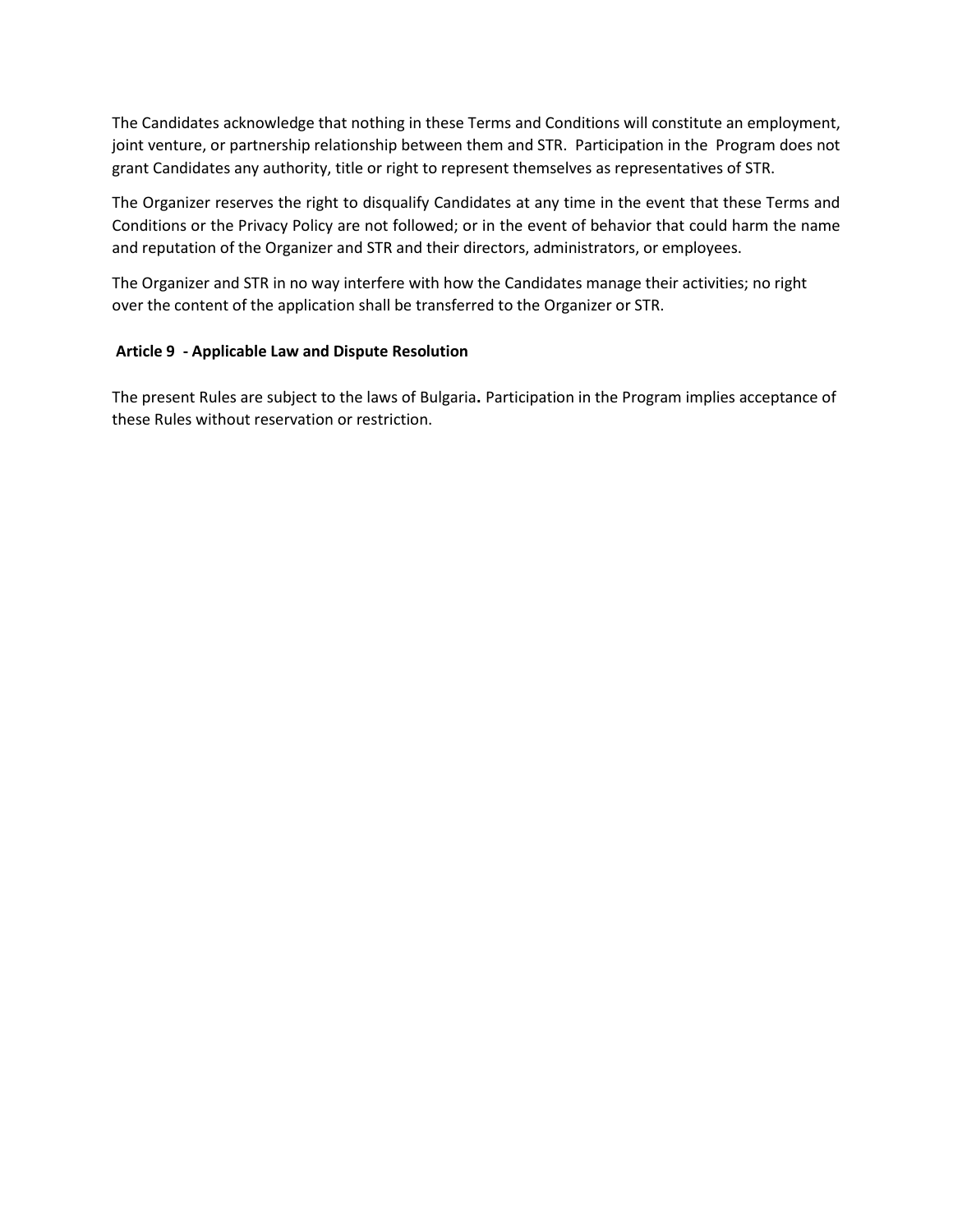The Candidates acknowledge that nothing in these Terms and Conditions will constitute an employment, joint venture, or partnership relationship between them and STR. Participation in the Program does not grant Candidates any authority, title or right to represent themselves as representatives of STR.

The Organizer reserves the right to disqualify Candidates at any time in the event that these Terms and Conditions or the Privacy Policy are not followed; or in the event of behavior that could harm the name and reputation of the Organizer and STR and their directors, administrators, or employees.

The Organizer and STR in no way interfere with how the Candidates manage their activities; no right over the content of the application shall be transferred to the Organizer or STR.

**Article 9 - Applicable Law and Dispute Resolution**

The present Rules are subject to the laws of Bulgaria**.** Participation in the Program implies acceptance of these Rules without reservation or restriction.